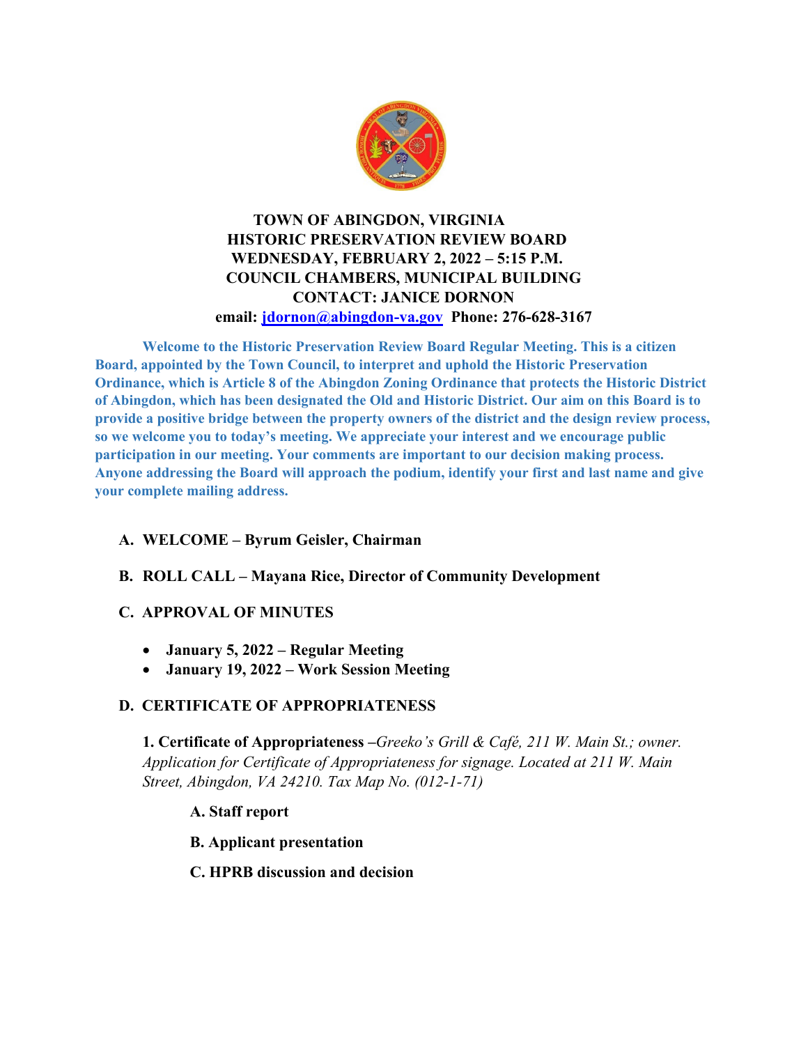# TOWN OF ABINGDON, VIRGINIA
## HISTORIC PRESERVATION REVIEW BOARD
## WEDNESDAY, FEBRUARY 2, 2022 – 5:15 P.M.
## COUNCIL CHAMBERS, MUNICIPAL BUILDING
## CONTACT: JANICE DORNON

**email: jdornon@abingdon-va.gov Phone: 276-628-3167**

**Welcome to the Historic Preservation Review Board Regular Meeting. This is a citizen Board, appointed by the Town Council, to interpret and uphold the Historic Preservation Ordinance, which is Article 8 of the Abingdon Zoning Ordinance that protects the Historic District of Abingdon, which has been designated the Old and Historic District. Our aim on this Board is to provide a positive bridge between the property owners of the district and the design review process, so we welcome you to today's meeting. We appreciate your interest and we encourage public participation in our meeting. Your comments are important to our decision making process. Anyone addressing the Board will approach the podium, identify your first and last name and give your complete mailing address.**

**A. WELCOME – Byrum Geisler, Chairman**

**B. ROLL CALL – Mayana Rice, Director of Community Development**

**C. APPROVAL OF MINUTES**

- **January 5, 2022 – Regular Meeting**
- **January 19, 2022 – Work Session Meeting**

**D. CERTIFICATE OF APPROPRIATENESS**

**1. Certificate of Appropriateness** –*Greeko's Grill & Café, 211 W. Main St.; owner. Application for Certificate of Appropriateness for signage. Located at 211 W. Main Street, Abingdon, VA 24210. Tax Map No. (012-1-71)*

**A. Staff report**

**B. Applicant presentation**

**C. HPRB discussion and decision**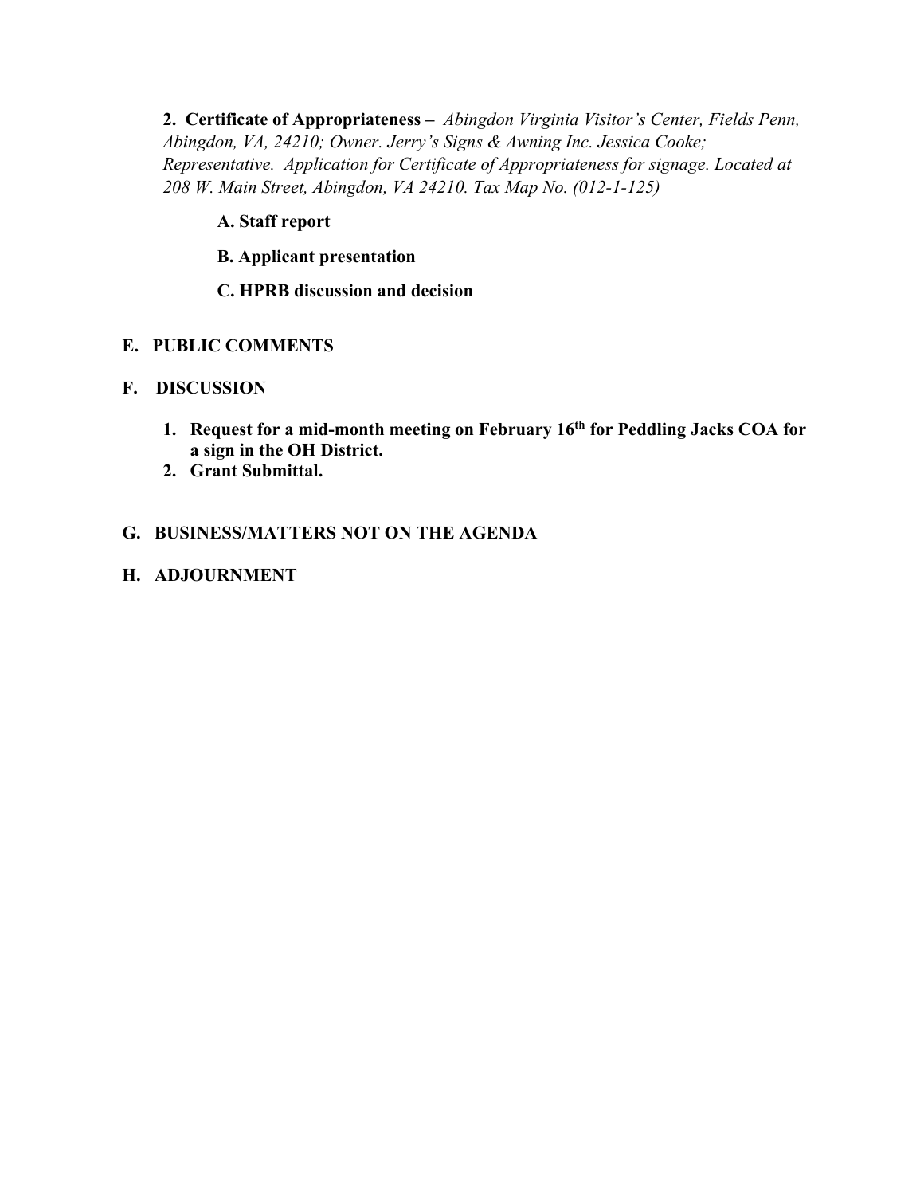2. **Certificate of Appropriateness –** *Abingdon Virginia Visitor's Center, Fields Penn, Abingdon, VA, 24210; Owner. Jerry's Signs & Awning Inc. Jessica Cooke; Representative. Application for Certificate of Appropriateness for signage. Located at 208 W. Main Street, Abingdon, VA 24210. Tax Map No. (012-1-125)*

   **A. Staff report**

   **B. Applicant presentation**

   **C. HPRB discussion and decision**

**E. PUBLIC COMMENTS**

**F. DISCUSSION**

1. **Request for a mid-month meeting on February 16th for Peddling Jacks COA for a sign in the OH District.**
2. **Grant Submittal.**

**G. BUSINESS/MATTERS NOT ON THE AGENDA**

**H. ADJOURNMENT**